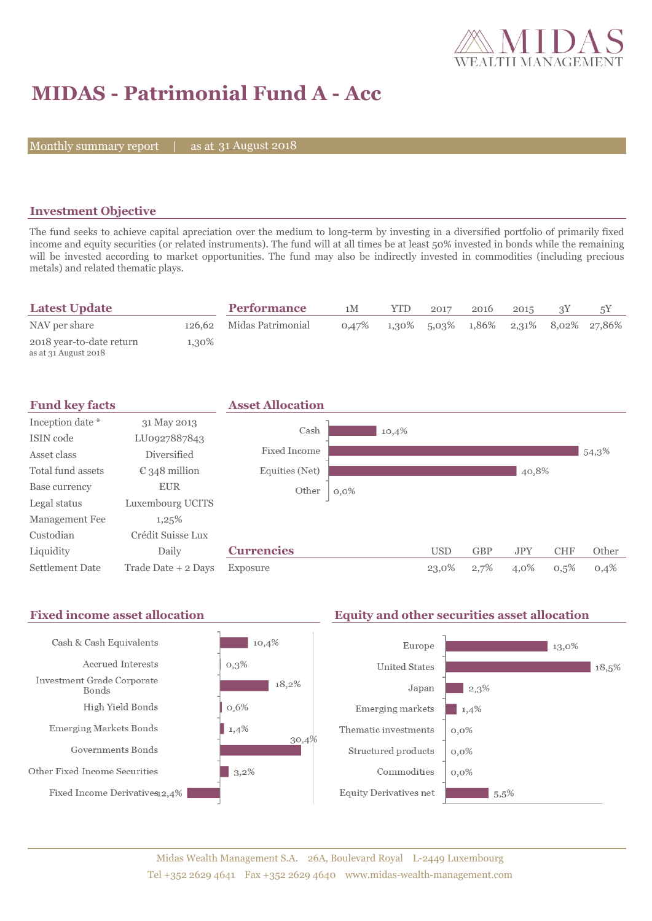MIDAS WEALTH MANAGEMENT

# MIDAS - Patrimonial Fund A - Acc

Monthly summary report | as at 31 August 2018

## Investment Objective

The fund seeks to achieve capital apreciation over the medium to long-term by investing in a diversified portfolio of primarily fixed income and equity securities (or related instruments). The fund will at all times be at least 50% invested in bonds while the remaining will be invested according to market opportunities. The fund may also be indirectly invested in commodities (including precious metals) and related thematic plays.

## Latest Update

| | |
|---|---|
| NAV per share | 126,62 |
| 2018 year-to-date return<br>as at 31 August 2018 | 1,30% |

## Performance

| | 1M | YTD | 2017 | 2016 | 2015 | 3Y | 5Y |
|---|---|---|---|---|---|---|---|
| Midas Patrimonial | 0,47% | 1,30% | 5,03% | 1,86% | 2,31% | 8,02% | 27,86% |

## Fund key facts

| | |
|---|---|
| Inception date * | 31 May 2013 |
| ISIN code | LU0927887843 |
| Asset class | Diversified |
| Total fund assets | € 348 million |
| Base currency | EUR |
| Legal status | Luxembourg UCITS |
| Management Fee | 1,25% |
| Custodian | Crédit Suisse Lux |
| Liquidity | Daily |
| Settlement Date | Trade Date + 2 Days |

## Asset Allocation

Cash 10,4%
Fixed Income 54,3%
Equities (Net) 40,8%
Other 0,0%

## Currencies

| | USD | GBP | JPY | CHF | Other |
|---|---|---|---|---|---|
| Exposure | 23,0% | 2,7% | 4,0% | 0,5% | 0,4% |

## Fixed income asset allocation

Cash & Cash Equivalents 10,4%
Accrued Interests 0,3%
Investment Grade Corporate Bonds 18,2%
High Yield Bonds 0,6%
Emerging Markets Bonds 1,4%
Governments Bonds 30,4%
Other Fixed Income Securities 3,2%
Fixed Income Derivatives -12,4%

## Equity and other securities asset allocation

Europe 13,0%
United States 18,5%
Japan 2,3%
Emerging markets 1,4%
Thematic investments 0,0%
Structured products 0,0%
Commodities 0,0%
Equity Derivatives net 5,5%

Midas Wealth Management S.A. 26A, Boulevard Royal L-2449 Luxembourg
Tel +352 2629 4641 Fax +352 2629 4640 www.midas-wealth-management.com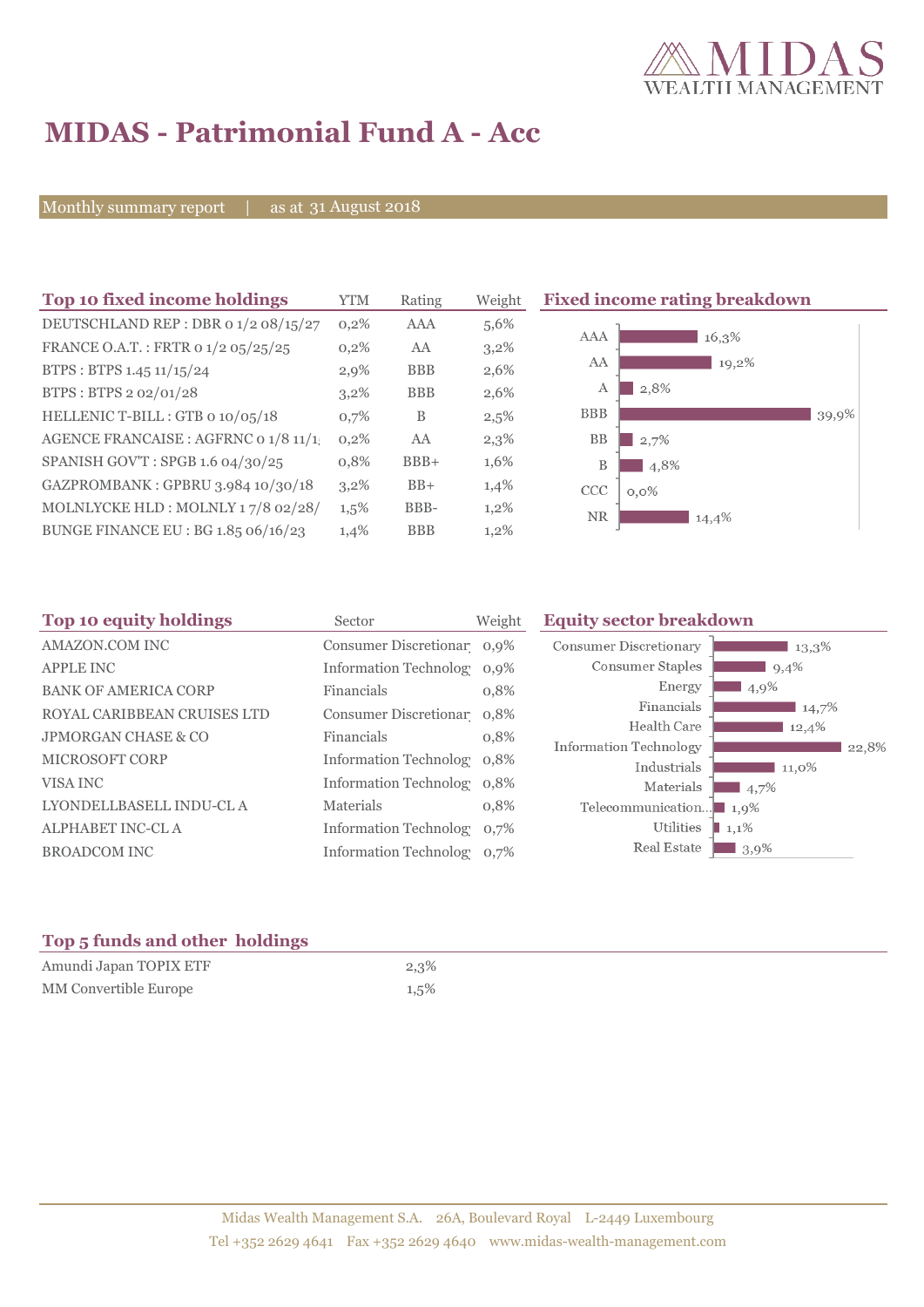# MIDAS - Patrimonial Fund A - Acc

Monthly summary report | as at 31 August 2018

## Top 10 fixed income holdings

| Top 10 fixed income holdings | YTM | Rating | Weight |
|---|---|---|---|
| DEUTSCHLAND REP : DBR 0 1/2 08/15/27 | 0,2% | AAA | 5,6% |
| FRANCE O.A.T. : FRTR 0 1/2 05/25/25 | 0,2% | AA | 3,2% |
| BTPS : BTPS 1.45 11/15/24 | 2,9% | BBB | 2,6% |
| BTPS : BTPS 2 02/01/28 | 3,2% | BBB | 2,6% |
| HELLENIC T-BILL : GTB 0 10/05/18 | 0,7% | B | 2,5% |
| AGENCE FRANCAISE : AGFRNC 0 1/8 11/1 | 0,2% | AA | 2,3% |
| SPANISH GOV'T : SPGB 1.6 04/30/25 | 0,8% | BBB+ | 1,6% |
| GAZPROMBANK : GPBRU 3.984 10/30/18 | 3,2% | BB+ | 1,4% |
| MOLNLYCKE HLD : MOLNLY 1 7/8 02/28/ | 1,5% | BBB- | 1,2% |
| BUNGE FINANCE EU : BG 1.85 06/16/23 | 1,4% | BBB | 1,2% |

## Fixed income rating breakdown

AAA 16,3%
AA 19,2%
A 2,8%
BBB 39,9%
BB 2,7%
B 4,8%
CCC 0,0%
NR 14,4%

## Top 10 equity holdings

| Top 10 equity holdings | Sector | Weight |
|---|---|---|
| AMAZON.COM INC | Consumer Discretionar | 0,9% |
| APPLE INC | Information Technolog | 0,9% |
| BANK OF AMERICA CORP | Financials | 0,8% |
| ROYAL CARIBBEAN CRUISES LTD | Consumer Discretionar | 0,8% |
| JPMORGAN CHASE & CO | Financials | 0,8% |
| MICROSOFT CORP | Information Technolog | 0,8% |
| VISA INC | Information Technolog | 0,8% |
| LYONDELLBASELL INDU-CL A | Materials | 0,8% |
| ALPHABET INC-CL A | Information Technolog | 0,7% |
| BROADCOM INC | Information Technolog | 0,7% |

## Equity sector breakdown

Consumer Discretionary 13,3%
Consumer Staples 9,4%
Energy 4,9%
Financials 14,7%
Health Care 12,4%
Information Technology 22,8%
Industrials 11,0%
Materials 4,7%
Telecommunication... 1,9%
Utilities 1,1%
Real Estate 3,9%

## Top 5 funds and other holdings

| | |
|---|---|
| Amundi Japan TOPIX ETF | 2,3% |
| MM Convertible Europe | 1,5% |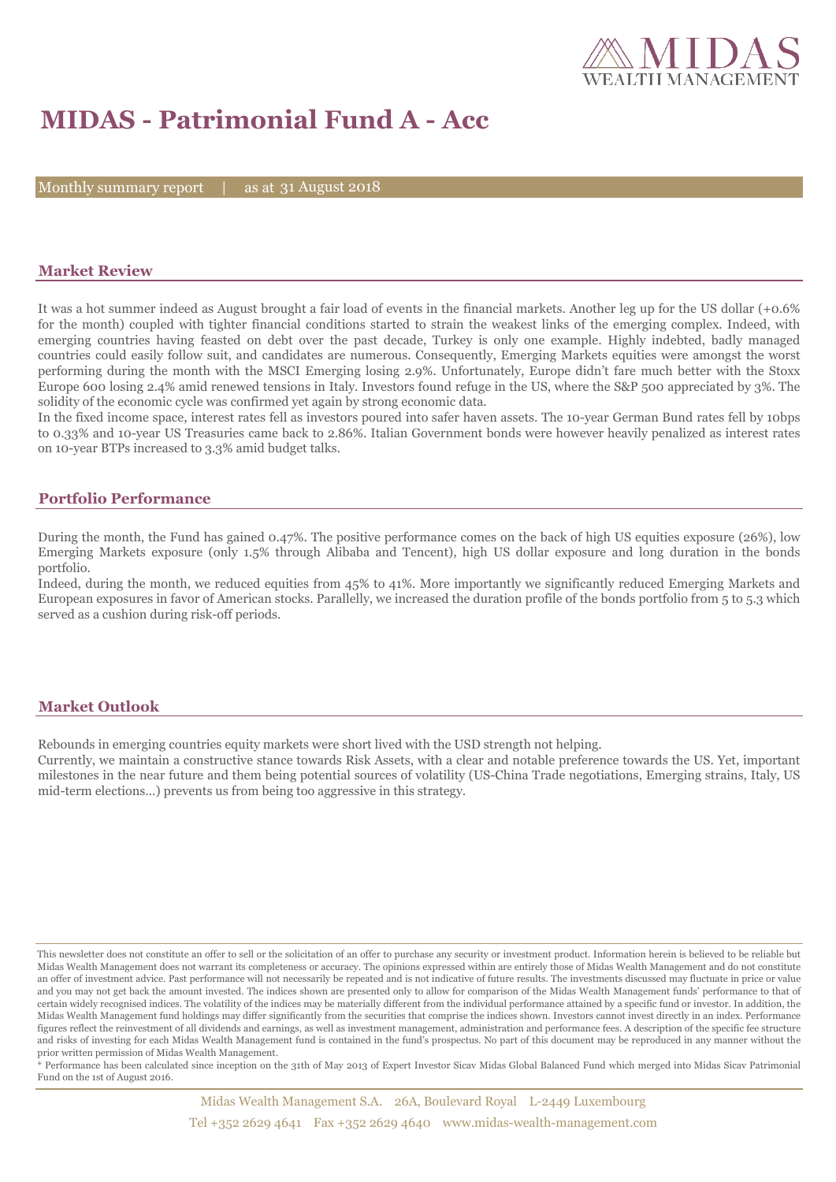# MIDAS - Patrimonial Fund A - Acc

Monthly summary report | as at 31 August 2018

## Market Review

It was a hot summer indeed as August brought a fair load of events in the financial markets. Another leg up for the US dollar (+0.6% for the month) coupled with tighter financial conditions started to strain the weakest links of the emerging complex. Indeed, with emerging countries having feasted on debt over the past decade, Turkey is only one example. Highly indebted, badly managed countries could easily follow suit, and candidates are numerous. Consequently, Emerging Markets equities were amongst the worst performing during the month with the MSCI Emerging losing 2.9%. Unfortunately, Europe didn't fare much better with the Stoxx Europe 600 losing 2.4% amid renewed tensions in Italy. Investors found refuge in the US, where the S&P 500 appreciated by 3%. The solidity of the economic cycle was confirmed yet again by strong economic data.

In the fixed income space, interest rates fell as investors poured into safer haven assets. The 10-year German Bund rates fell by 10bps to 0.33% and 10-year US Treasuries came back to 2.86%. Italian Government bonds were however heavily penalized as interest rates on 10-year BTPs increased to 3.3% amid budget talks.

## Portfolio Performance

During the month, the Fund has gained 0.47%. The positive performance comes on the back of high US equities exposure (26%), low Emerging Markets exposure (only 1.5% through Alibaba and Tencent), high US dollar exposure and long duration in the bonds portfolio.

Indeed, during the month, we reduced equities from 45% to 41%. More importantly we significantly reduced Emerging Markets and European exposures in favor of American stocks. Parallelly, we increased the duration profile of the bonds portfolio from 5 to 5.3 which served as a cushion during risk-off periods.

## Market Outlook

Rebounds in emerging countries equity markets were short lived with the USD strength not helping.

Currently, we maintain a constructive stance towards Risk Assets, with a clear and notable preference towards the US. Yet, important milestones in the near future and them being potential sources of volatility (US-China Trade negotiations, Emerging strains, Italy, US mid-term elections…) prevents us from being too aggressive in this strategy.

This newsletter does not constitute an offer to sell or the solicitation of an offer to purchase any security or investment product. Information herein is believed to be reliable but Midas Wealth Management does not warrant its completeness or accuracy. The opinions expressed within are entirely those of Midas Wealth Management and do not constitute an offer of investment advice. Past performance will not necessarily be repeated and is not indicative of future results. The investments discussed may fluctuate in price or value and you may not get back the amount invested. The indices shown are presented only to allow for comparison of the Midas Wealth Management funds' performance to that of certain widely recognised indices. The volatility of the indices may be materially different from the individual performance attained by a specific fund or investor. In addition, the Midas Wealth Management fund holdings may differ significantly from the securities that comprise the indices shown. Investors cannot invest directly in an index. Performance figures reflect the reinvestment of all dividends and earnings, as well as investment management, administration and performance fees. A description of the specific fee structure and risks of investing for each Midas Wealth Management fund is contained in the fund's prospectus. No part of this document may be reproduced in any manner without the prior written permission of Midas Wealth Management.

\* Performance has been calculated since inception on the 31th of May 2013 of Expert Investor Sicav Midas Global Balanced Fund which merged into Midas Sicav Patrimonial Fund on the 1st of August 2016.

Midas Wealth Management S.A. 26A, Boulevard Royal L-2449 Luxembourg

Tel +352 2629 4641 Fax +352 2629 4640 www.midas-wealth-management.com